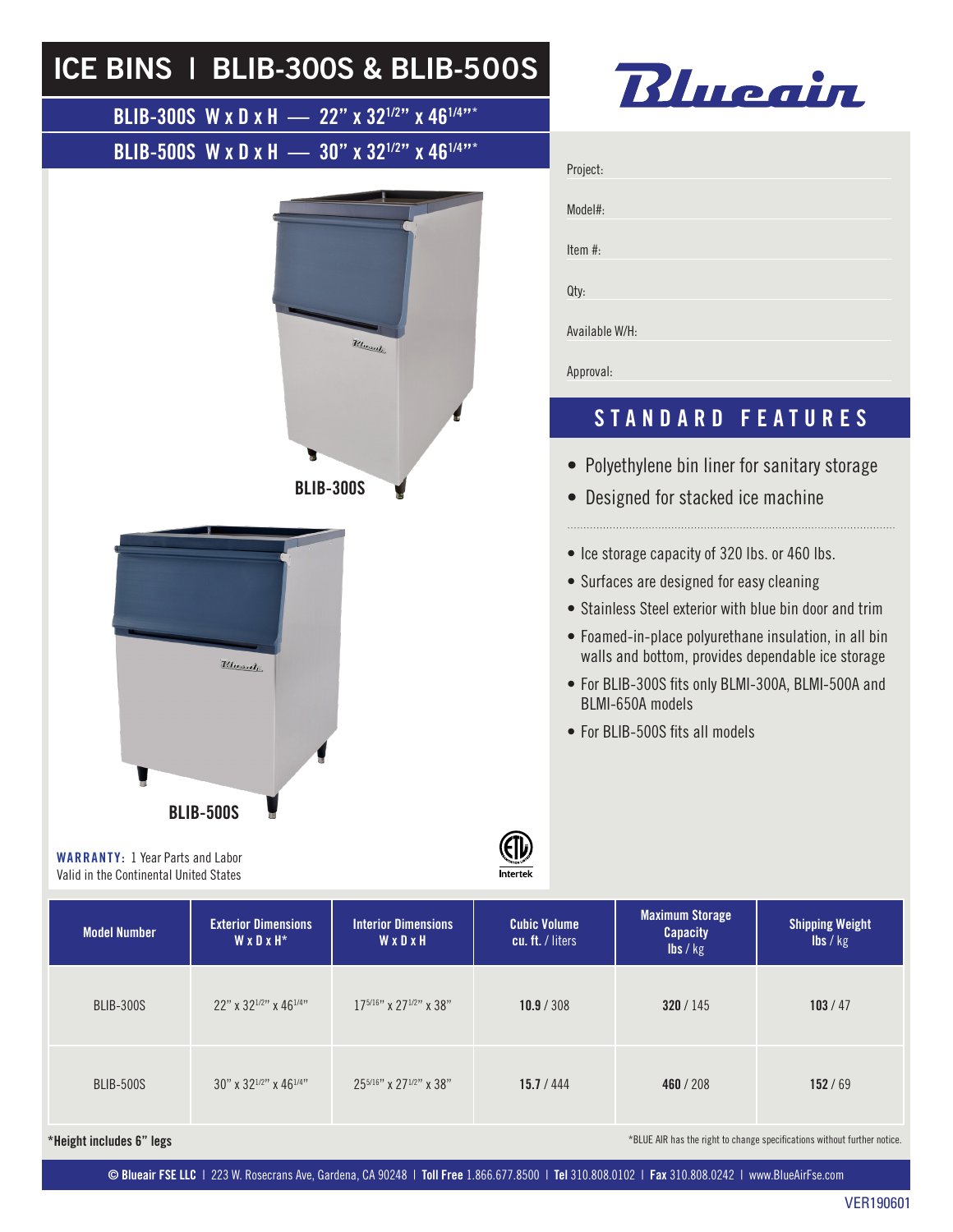# ICE BINS | BLIB-300S & BLIB-500S

**BLIB-300S W x D x H — 22" x 32$^{1/2}$" x 46$^{1/4}$"***

**BLIB-500S W x D x H — 30" x 32$^{1/2}$" x 46$^{1/4}$"***

Blueair

Project:

Model#:

Item #:

Qty:

Available W/H:

Approval:

BLIB-300S

BLIB-500S

## STANDARD FEATURES

- Polyethylene bin liner for sanitary storage
- Designed for stacked ice machine

- Ice storage capacity of 320 lbs. or 460 lbs.
- Surfaces are designed for easy cleaning
- Stainless Steel exterior with blue bin door and trim
- Foamed-in-place polyurethane insulation, in all bin walls and bottom, provides dependable ice storage
- For BLIB-300S fits only BLMI-300A, BLMI-500A and BLMI-650A models
- For BLIB-500S fits all models

**WARRANTY:** 1 Year Parts and Labor
Valid in the Continental United States

Intertek

| Model Number | Exterior Dimensions W x D x H* | Interior Dimensions W x D x H | Cubic Volume cu. ft. / liters | Maximum Storage Capacity lbs / kg | Shipping Weight lbs / kg |
|---|---|---|---|---|---|
| BLIB-300S | 22" x 32$^{1/2}$" x 46$^{1/4}$" | 17$^{5/16}$" x 27$^{1/2}$" x 38" | **10.9** / 308 | **320** / 145 | **103** / 47 |
| BLIB-500S | 30" x 32$^{1/2}$" x 46$^{1/4}$" | 25$^{5/16}$" x 27$^{1/2}$" x 38" | **15.7** / 444 | **460** / 208 | **152** / 69 |

**\*Height includes 6" legs**

*BLUE AIR has the right to change specifications without further notice.

**© Blueair FSE LLC** | 223 W. Rosecrans Ave, Gardena, CA 90248 | **Toll Free** 1.866.677.8500 | **Tel** 310.808.0102 | **Fax** 310.808.0242 | www.BlueAirFse.com

VER190601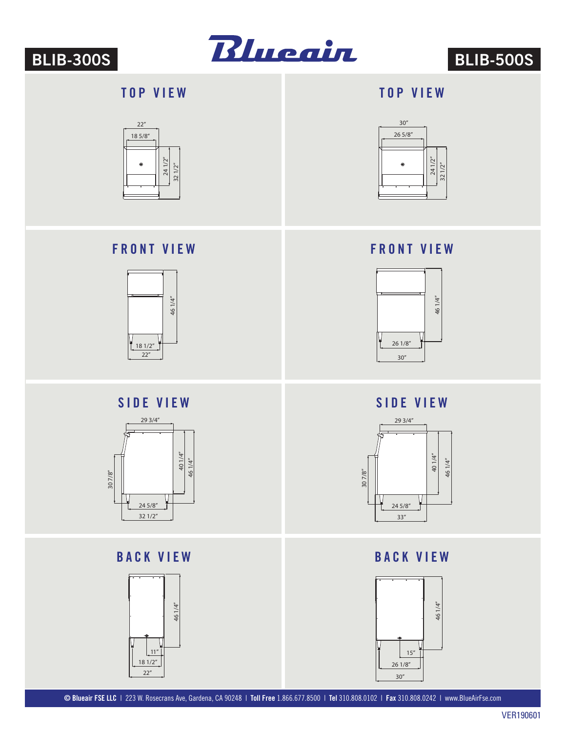# BLIB-300S

## TOP VIEW

22"
18 5/8"
24 1/2"
32 1/2"

## FRONT VIEW

46 1/4"
18 1/2"
22"

## SIDE VIEW

29 3/4"
30 7/8"
40 1/4"
46 1/4"
24 5/8"
32 1/2"

## BACK VIEW

46 1/4"
11"
18 1/2"
22"

# BLIB-500S

## TOP VIEW

30"
26 5/8"
24 1/2"
32 1/2"

## FRONT VIEW

46 1/4"
26 1/8"
30"

## SIDE VIEW

29 3/4"
30 7/8"
40 1/4"
46 1/4"
24 5/8"
33"

## BACK VIEW

46 1/4"
15"
26 1/8"
30"

**© Blueair FSE LLC** | 223 W. Rosecrans Ave, Gardena, CA 90248 | **Toll Free** 1.866.677.8500 | **Tel** 310.808.0102 | **Fax** 310.808.0242 | www.BlueAirFse.com

VER190601